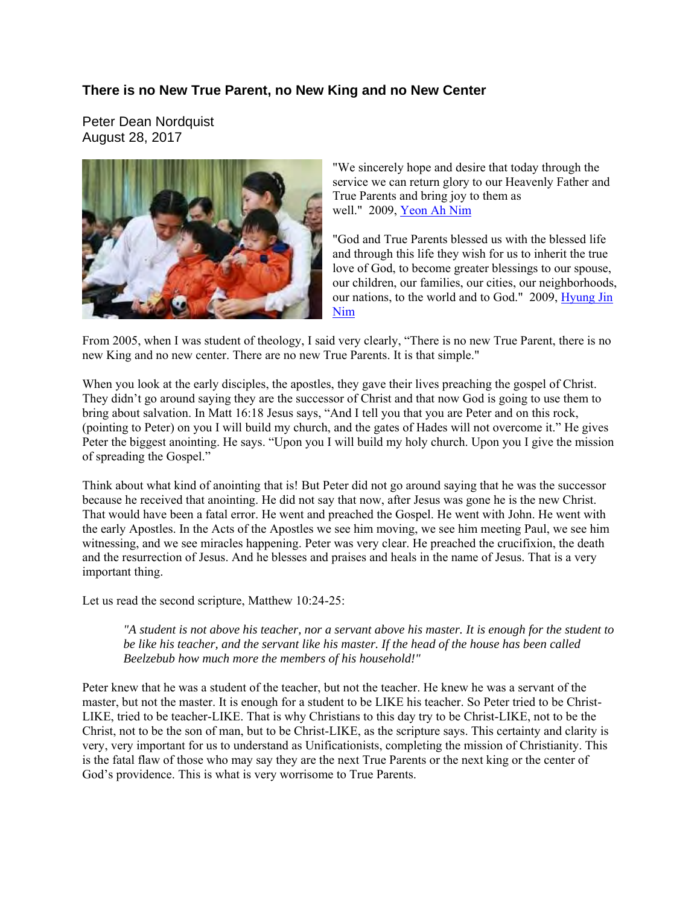## There is no New True Parent, no New King and no New Center

Peter Dean Nordquist
August 28, 2017

"We sincerely hope and desire that today through the service we can return glory to our Heavenly Father and True Parents and bring joy to them as well." 2009, Yeon Ah Nim

"God and True Parents blessed us with the blessed life and through this life they wish for us to inherit the true love of God, to become greater blessings to our spouse, our children, our families, our cities, our neighborhoods, our nations, to the world and to God." 2009, Hyung Jin Nim

From 2005, when I was student of theology, I said very clearly, "There is no new True Parent, there is no new King and no new center. There are no new True Parents. It is that simple."

When you look at the early disciples, the apostles, they gave their lives preaching the gospel of Christ. They didn't go around saying they are the successor of Christ and that now God is going to use them to bring about salvation. In Matt 16:18 Jesus says, "And I tell you that you are Peter and on this rock, (pointing to Peter) on you I will build my church, and the gates of Hades will not overcome it." He gives Peter the biggest anointing. He says. "Upon you I will build my holy church. Upon you I give the mission of spreading the Gospel."

Think about what kind of anointing that is! But Peter did not go around saying that he was the successor because he received that anointing. He did not say that now, after Jesus was gone he is the new Christ. That would have been a fatal error. He went and preached the Gospel. He went with John. He went with the early Apostles. In the Acts of the Apostles we see him moving, we see him meeting Paul, we see him witnessing, and we see miracles happening. Peter was very clear. He preached the crucifixion, the death and the resurrection of Jesus. And he blesses and praises and heals in the name of Jesus. That is a very important thing.

Let us read the second scripture, Matthew 10:24-25:

> *"A student is not above his teacher, nor a servant above his master. It is enough for the student to be like his teacher, and the servant like his master. If the head of the house has been called Beelzebub how much more the members of his household!"*

Peter knew that he was a student of the teacher, but not the teacher. He knew he was a servant of the master, but not the master. It is enough for a student to be LIKE his teacher. So Peter tried to be Christ-LIKE, tried to be teacher-LIKE. That is why Christians to this day try to be Christ-LIKE, not to be the Christ, not to be the son of man, but to be Christ-LIKE, as the scripture says. This certainty and clarity is very, very important for us to understand as Unificationists, completing the mission of Christianity. This is the fatal flaw of those who may say they are the next True Parents or the next king or the center of God's providence. This is what is very worrisome to True Parents.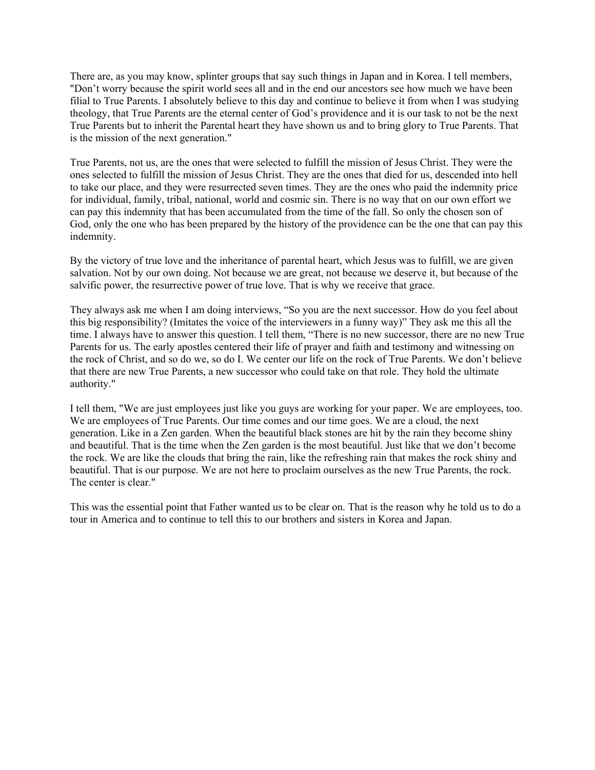There are, as you may know, splinter groups that say such things in Japan and in Korea. I tell members, "Don't worry because the spirit world sees all and in the end our ancestors see how much we have been filial to True Parents. I absolutely believe to this day and continue to believe it from when I was studying theology, that True Parents are the eternal center of God's providence and it is our task to not be the next True Parents but to inherit the Parental heart they have shown us and to bring glory to True Parents. That is the mission of the next generation."

True Parents, not us, are the ones that were selected to fulfill the mission of Jesus Christ. They were the ones selected to fulfill the mission of Jesus Christ. They are the ones that died for us, descended into hell to take our place, and they were resurrected seven times. They are the ones who paid the indemnity price for individual, family, tribal, national, world and cosmic sin. There is no way that on our own effort we can pay this indemnity that has been accumulated from the time of the fall. So only the chosen son of God, only the one who has been prepared by the history of the providence can be the one that can pay this indemnity.

By the victory of true love and the inheritance of parental heart, which Jesus was to fulfill, we are given salvation. Not by our own doing. Not because we are great, not because we deserve it, but because of the salvific power, the resurrective power of true love. That is why we receive that grace.

They always ask me when I am doing interviews, "So you are the next successor. How do you feel about this big responsibility? (Imitates the voice of the interviewers in a funny way)" They ask me this all the time. I always have to answer this question. I tell them, "There is no new successor, there are no new True Parents for us. The early apostles centered their life of prayer and faith and testimony and witnessing on the rock of Christ, and so do we, so do I. We center our life on the rock of True Parents. We don't believe that there are new True Parents, a new successor who could take on that role. They hold the ultimate authority."

I tell them, "We are just employees just like you guys are working for your paper. We are employees, too. We are employees of True Parents. Our time comes and our time goes. We are a cloud, the next generation. Like in a Zen garden. When the beautiful black stones are hit by the rain they become shiny and beautiful. That is the time when the Zen garden is the most beautiful. Just like that we don't become the rock. We are like the clouds that bring the rain, like the refreshing rain that makes the rock shiny and beautiful. That is our purpose. We are not here to proclaim ourselves as the new True Parents, the rock. The center is clear."

This was the essential point that Father wanted us to be clear on. That is the reason why he told us to do a tour in America and to continue to tell this to our brothers and sisters in Korea and Japan.